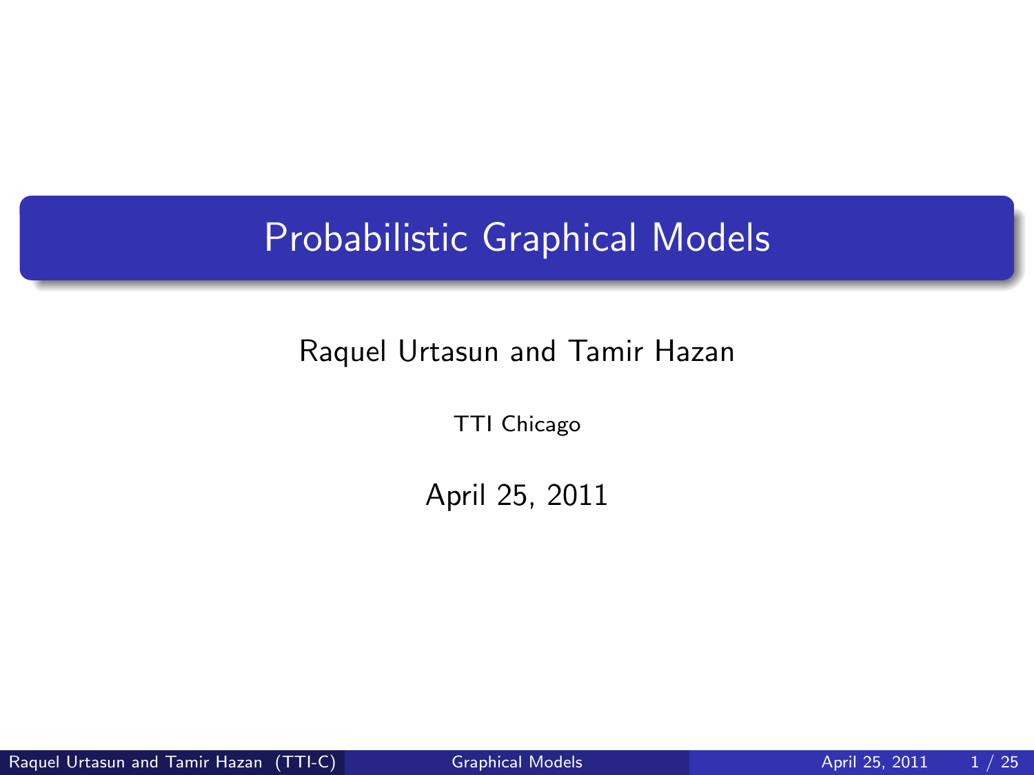# Probabilistic Graphical Models

Raquel Urtasun and Tamir Hazan

TTI Chicago

April 25, 2011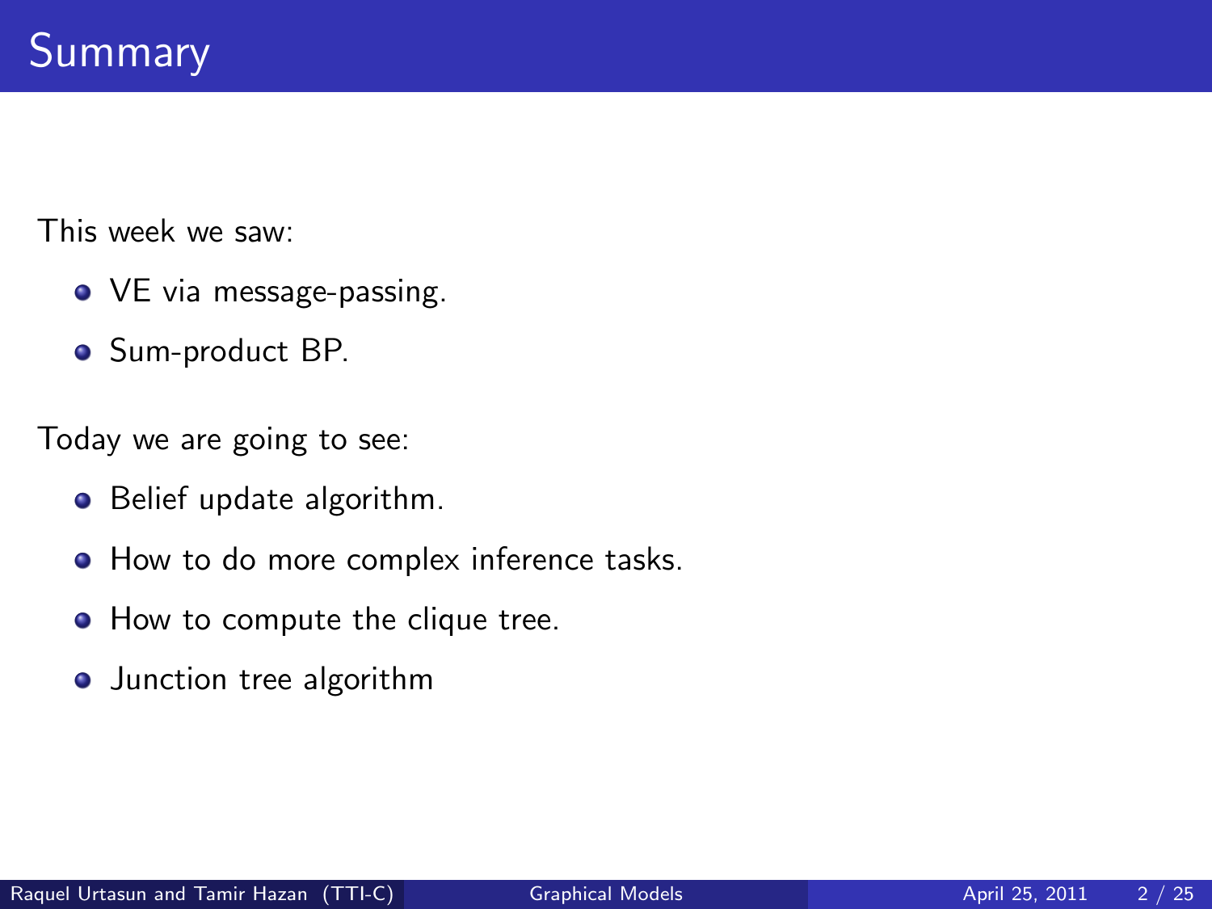# Summary

This week we saw:

- VE via message-passing.
- Sum-product BP.

Today we are going to see:

- Belief update algorithm.
- How to do more complex inference tasks.
- How to compute the clique tree.
- Junction tree algorithm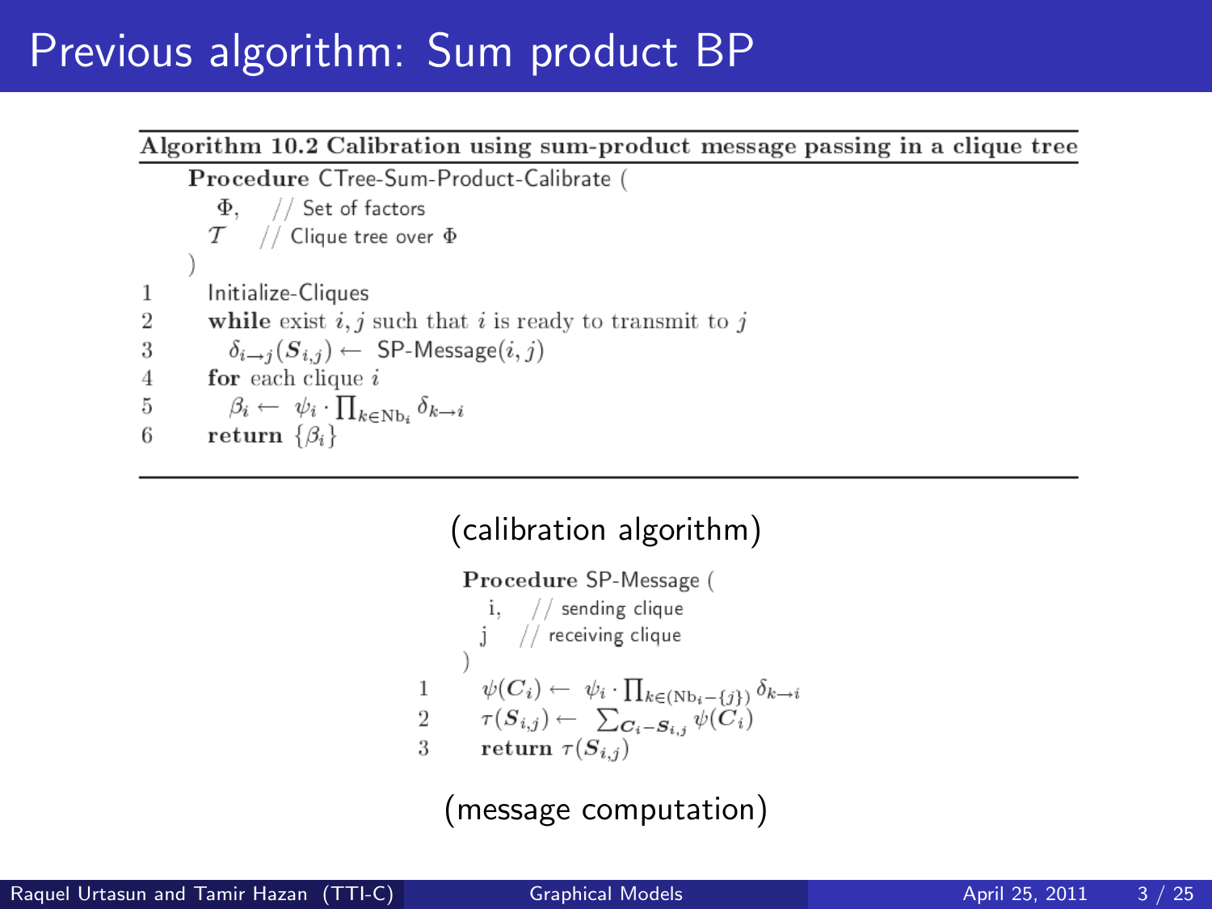# Previous algorithm: Sum product BP

**Algorithm 10.2 Calibration using sum-product message passing in a clique tree**

**Procedure** CTree-Sum-Product-Calibrate (
  $\Phi$, // Set of factors
  $\mathcal{T}$ // Clique tree over $\Phi$
)

1. Initialize-Cliques
2. **while** exist $i, j$ such that $i$ is ready to transmit to $j$
3. $\quad \delta_{i \to j}(\boldsymbol{S}_{i,j}) \leftarrow$ SP-Message$(i, j)$
4. **for** each clique $i$
5. $\quad \beta_i \leftarrow \psi_i \cdot \prod_{k \in \text{Nb}_i} \delta_{k \to i}$
6. **return** $\{\beta_i\}$

(calibration algorithm)

**Procedure** SP-Message (
  i, // sending clique
  j // receiving clique
)

1. $\psi(\boldsymbol{C}_i) \leftarrow \psi_i \cdot \prod_{k \in (\text{Nb}_i - \{j\})} \delta_{k \to i}$
2. $\tau(\boldsymbol{S}_{i,j}) \leftarrow \sum_{\boldsymbol{C}_i - \boldsymbol{S}_{i,j}} \psi(\boldsymbol{C}_i)$
3. **return** $\tau(\boldsymbol{S}_{i,j})$

(message computation)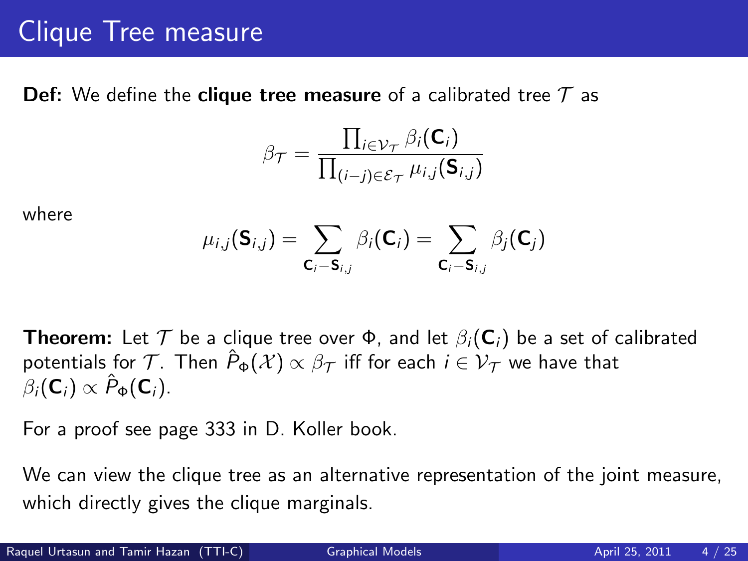# Clique Tree measure

**Def:** We define the **clique tree measure** of a calibrated tree $\mathcal{T}$ as

$$\beta_{\mathcal{T}} = \frac{\prod_{i \in \mathcal{V}_{\mathcal{T}}} \beta_i(\mathbf{C}_i)}{\prod_{(i-j) \in \mathcal{E}_{\mathcal{T}}} \mu_{i,j}(\mathbf{S}_{i,j})}$$

where

$$\mu_{i,j}(\mathbf{S}_{i,j}) = \sum_{\mathbf{C}_i - \mathbf{S}_{i,j}} \beta_i(\mathbf{C}_i) = \sum_{\mathbf{C}_i - \mathbf{S}_{i,j}} \beta_j(\mathbf{C}_j)$$

**Theorem:** Let $\mathcal{T}$ be a clique tree over $\Phi$, and let $\beta_i(\mathbf{C}_i)$ be a set of calibrated potentials for $\mathcal{T}$. Then $\hat{P}_\Phi(\mathcal{X}) \propto \beta_{\mathcal{T}}$ iff for each $i \in \mathcal{V}_{\mathcal{T}}$ we have that $\beta_i(\mathbf{C}_i) \propto \hat{P}_\Phi(\mathbf{C}_i)$.

For a proof see page 333 in D. Koller book.

We can view the clique tree as an alternative representation of the joint measure, which directly gives the clique marginals.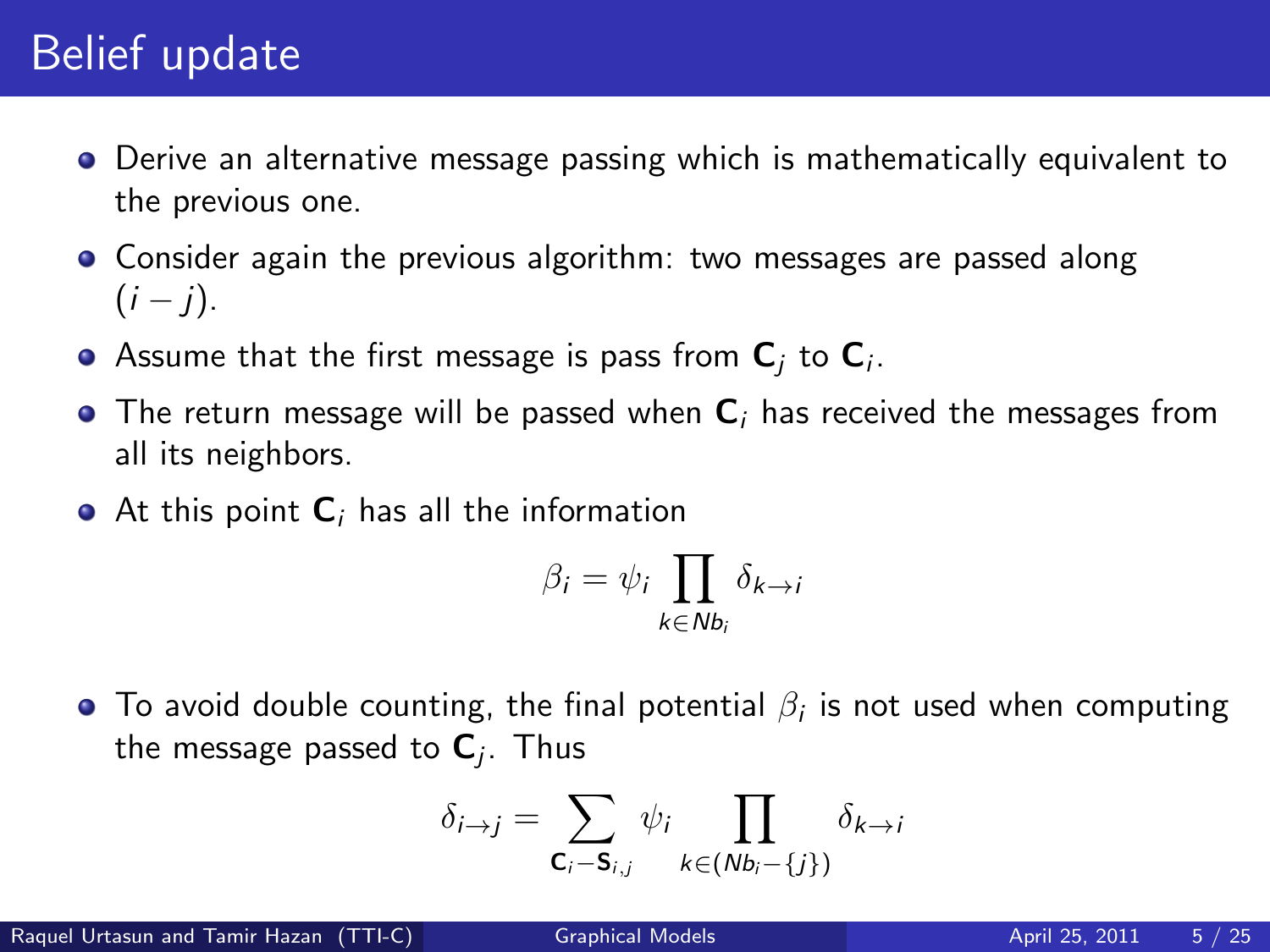# Belief update

- Derive an alternative message passing which is mathematically equivalent to the previous one.
- Consider again the previous algorithm: two messages are passed along $(i - j)$.
- Assume that the first message is pass from $\mathbf{C}_j$ to $\mathbf{C}_i$.
- The return message will be passed when $\mathbf{C}_i$ has received the messages from all its neighbors.
- At this point $\mathbf{C}_i$ has all the information

$$\beta_i = \psi_i \prod_{k \in Nb_i} \delta_{k \to i}$$

- To avoid double counting, the final potential $\beta_i$ is not used when computing the message passed to $\mathbf{C}_j$. Thus

$$\delta_{i \to j} = \sum_{\mathbf{C}_i - \mathbf{S}_{i,j}} \psi_i \prod_{k \in (Nb_i - \{j\})} \delta_{k \to i}$$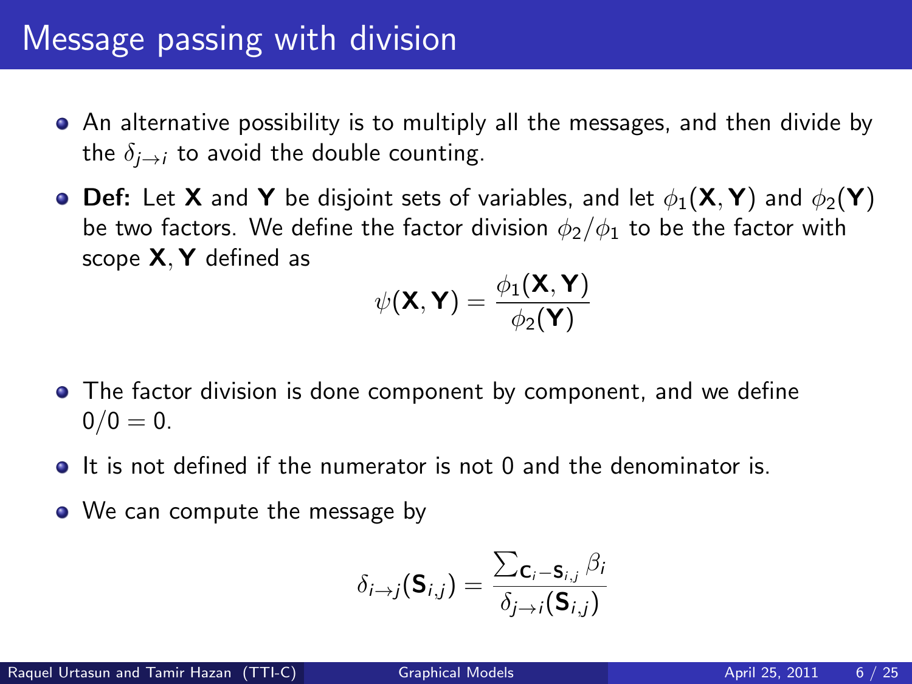# Message passing with division

- An alternative possibility is to multiply all the messages, and then divide by the $\delta_{j \to i}$ to avoid the double counting.
- **Def:** Let $\mathbf{X}$ and $\mathbf{Y}$ be disjoint sets of variables, and let $\phi_1(\mathbf{X}, \mathbf{Y})$ and $\phi_2(\mathbf{Y})$ be two factors. We define the factor division $\phi_2/\phi_1$ to be the factor with scope $\mathbf{X}, \mathbf{Y}$ defined as

$$\psi(\mathbf{X}, \mathbf{Y}) = \frac{\phi_1(\mathbf{X}, \mathbf{Y})}{\phi_2(\mathbf{Y})}$$

- The factor division is done component by component, and we define $0/0 = 0$.
- It is not defined if the numerator is not 0 and the denominator is.
- We can compute the message by

$$\delta_{i \to j}(\mathbf{S}_{i,j}) = \frac{\sum_{\mathbf{C}_i - \mathbf{S}_{i,j}} \beta_i}{\delta_{j \to i}(\mathbf{S}_{i,j})}$$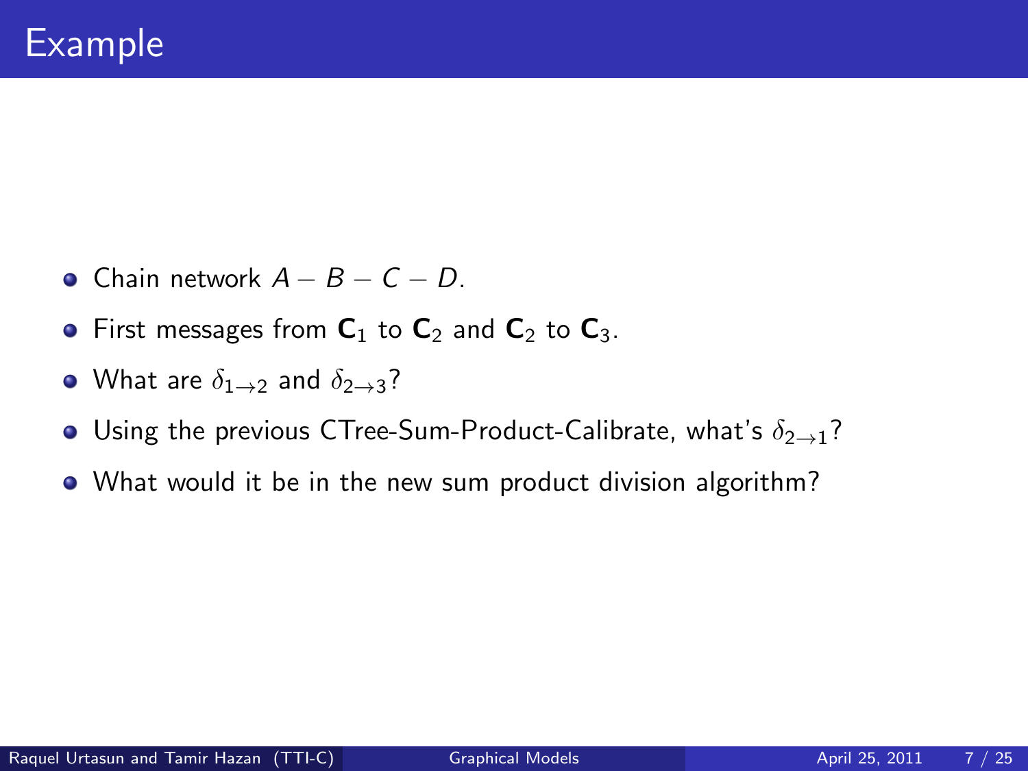# Example

- Chain network $A - B - C - D$.
- First messages from $\mathbf{C}_1$ to $\mathbf{C}_2$ and $\mathbf{C}_2$ to $\mathbf{C}_3$.
- What are $\delta_{1 \to 2}$ and $\delta_{2 \to 3}$?
- Using the previous CTree-Sum-Product-Calibrate, what's $\delta_{2 \to 1}$?
- What would it be in the new sum product division algorithm?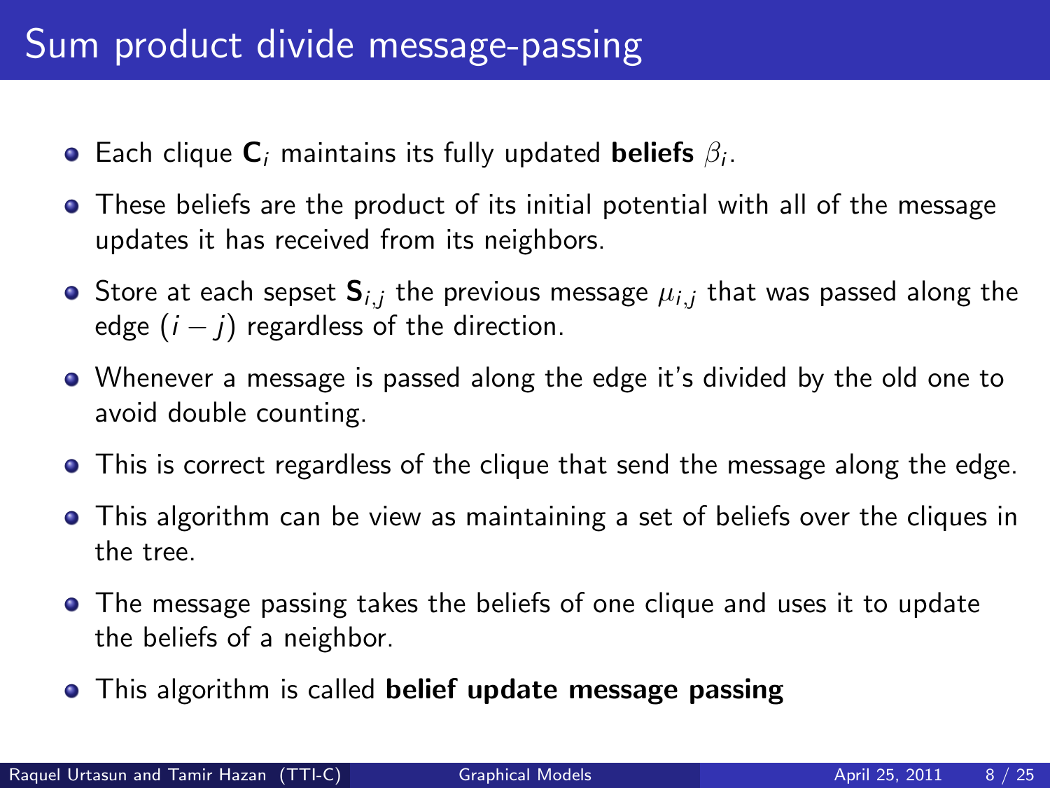# Sum product divide message-passing

- Each clique $\mathbf{C}_i$ maintains its fully updated **beliefs** $\beta_i$.
- These beliefs are the product of its initial potential with all of the message updates it has received from its neighbors.
- Store at each sepset $\mathbf{S}_{i,j}$ the previous message $\mu_{i,j}$ that was passed along the edge $(i - j)$ regardless of the direction.
- Whenever a message is passed along the edge it's divided by the old one to avoid double counting.
- This is correct regardless of the clique that send the message along the edge.
- This algorithm can be view as maintaining a set of beliefs over the cliques in the tree.
- The message passing takes the beliefs of one clique and uses it to update the beliefs of a neighbor.
- This algorithm is called **belief update message passing**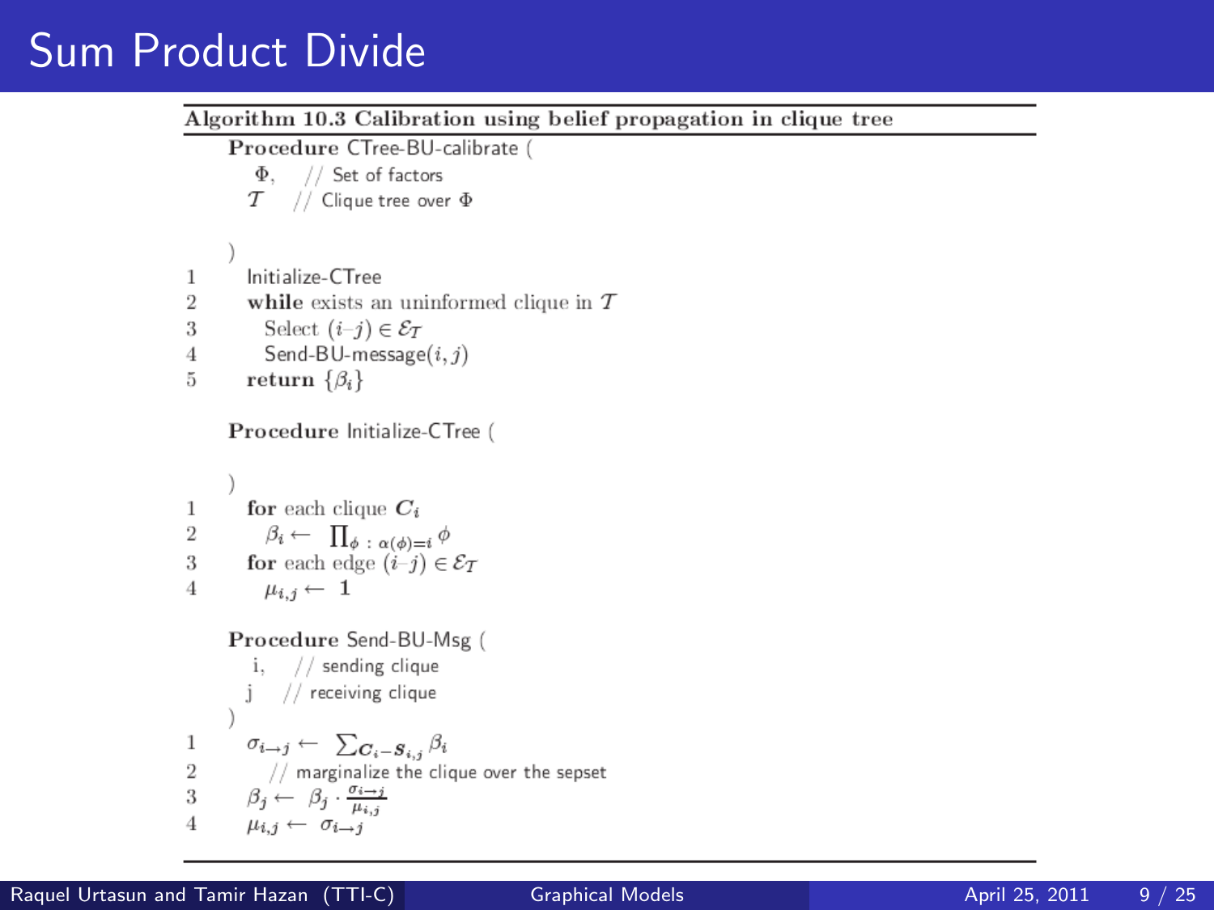# Sum Product Divide

**Algorithm 10.3 Calibration using belief propagation in clique tree**

```
    Procedure CTree-BU-calibrate (
        Φ,    // Set of factors
        T     // Clique tree over Φ
    )
1       Initialize-CTree
2       while exists an uninformed clique in T
3           Select (i–j) ∈ E_T
4           Send-BU-message(i, j)
5       return {β_i}

    Procedure Initialize-CTree (
    )
1       for each clique C_i
2           β_i ← ∏_{φ : α(φ)=i} φ
3       for each edge (i–j) ∈ E_T
4           μ_{i,j} ← 1

    Procedure Send-BU-Msg (
        i,    // sending clique
        j     // receiving clique
    )
1       σ_{i→j} ← Σ_{C_i − S_{i,j}} β_i
2           // marginalize the clique over the sepset
3       β_j ← β_j · σ_{i→j} / μ_{i,j}
4       μ_{i,j} ← σ_{i→j}
```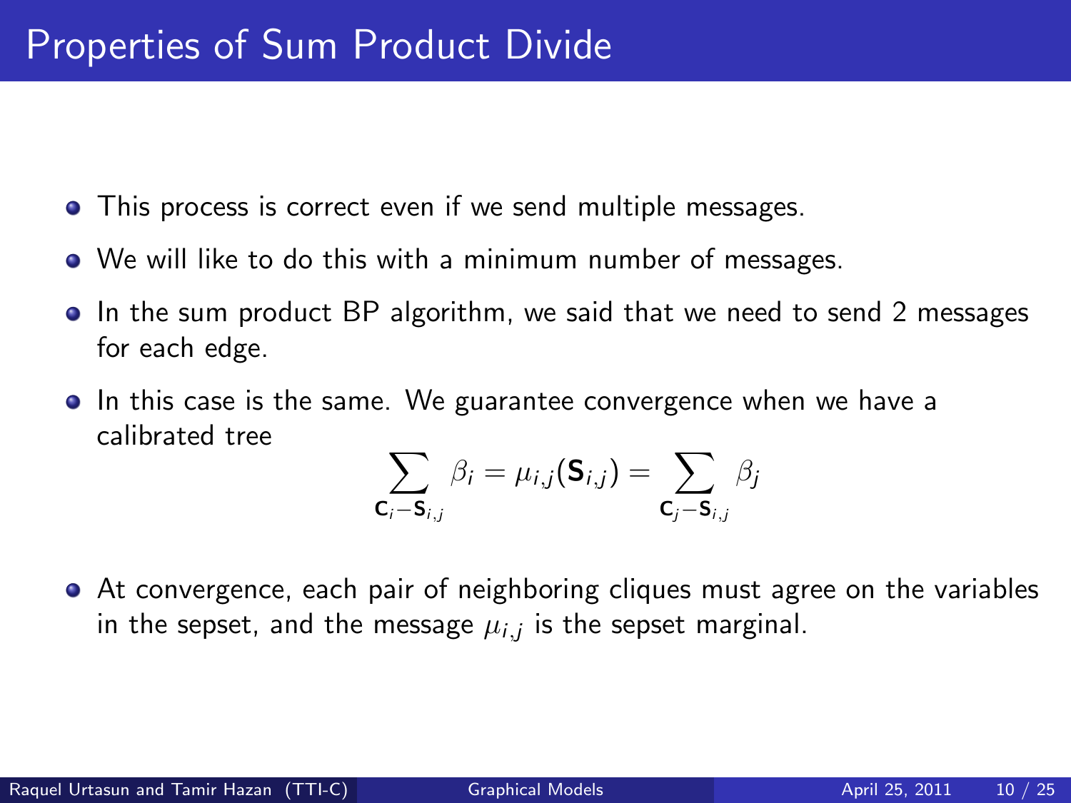# Properties of Sum Product Divide

- This process is correct even if we send multiple messages.
- We will like to do this with a minimum number of messages.
- In the sum product BP algorithm, we said that we need to send 2 messages for each edge.
- In this case is the same. We guarantee convergence when we have a calibrated tree

$$\sum_{\mathbf{C}_i - \mathbf{S}_{i,j}} \beta_i = \mu_{i,j}(\mathbf{S}_{i,j}) = \sum_{\mathbf{C}_j - \mathbf{S}_{i,j}} \beta_j$$

- At convergence, each pair of neighboring cliques must agree on the variables in the sepset, and the message $\mu_{i,j}$ is the sepset marginal.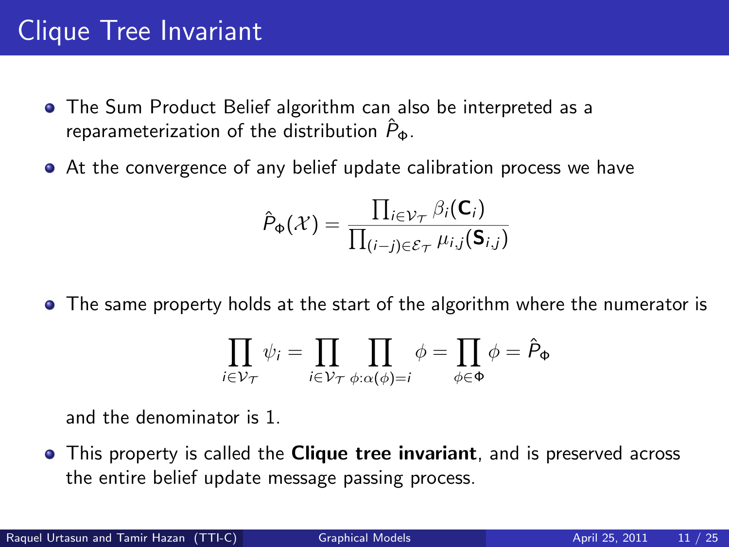# Clique Tree Invariant

- The Sum Product Belief algorithm can also be interpreted as a reparameterization of the distribution $\hat{P}_\Phi$.
- At the convergence of any belief update calibration process we have

$$\hat{P}_\Phi(\mathcal{X}) = \frac{\prod_{i \in \mathcal{V}_\mathcal{T}} \beta_i(\mathbf{C}_i)}{\prod_{(i-j) \in \mathcal{E}_\mathcal{T}} \mu_{i,j}(\mathbf{S}_{i,j})}$$

- The same property holds at the start of the algorithm where the numerator is

$$\prod_{i \in \mathcal{V}_\mathcal{T}} \psi_i = \prod_{i \in \mathcal{V}_\mathcal{T}} \prod_{\phi : \alpha(\phi) = i} \phi = \prod_{\phi \in \Phi} \phi = \hat{P}_\Phi$$

  and the denominator is 1.

- This property is called the **Clique tree invariant**, and is preserved across the entire belief update message passing process.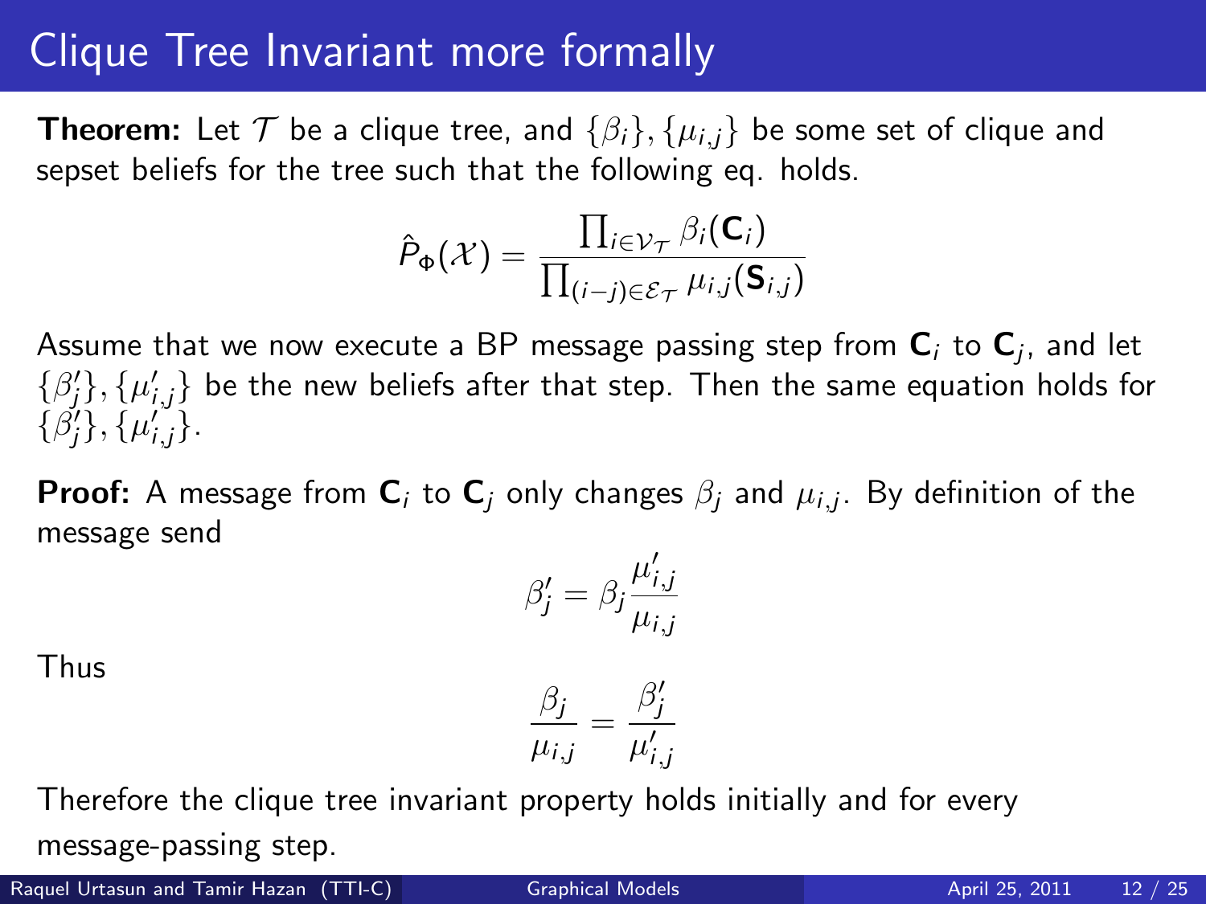# Clique Tree Invariant more formally

**Theorem:** Let $\mathcal{T}$ be a clique tree, and $\{\beta_i\}, \{\mu_{i,j}\}$ be some set of clique and sepset beliefs for the tree such that the following eq. holds.

$$\hat{P}_\Phi(\mathcal{X}) = \frac{\prod_{i \in \mathcal{V}_\mathcal{T}} \beta_i(\mathbf{C}_i)}{\prod_{(i-j) \in \mathcal{E}_\mathcal{T}} \mu_{i,j}(\mathbf{S}_{i,j})}$$

Assume that we now execute a BP message passing step from $\mathbf{C}_i$ to $\mathbf{C}_j$, and let $\{\beta'_j\}, \{\mu'_{i,j}\}$ be the new beliefs after that step. Then the same equation holds for $\{\beta'_j\}, \{\mu'_{i,j}\}$.

**Proof:** A message from $\mathbf{C}_i$ to $\mathbf{C}_j$ only changes $\beta_j$ and $\mu_{i,j}$. By definition of the message send

$$\beta'_j = \beta_j \frac{\mu'_{i,j}}{\mu_{i,j}}$$

Thus

$$\frac{\beta_j}{\mu_{i,j}} = \frac{\beta'_j}{\mu'_{i,j}}$$

Therefore the clique tree invariant property holds initially and for every message-passing step.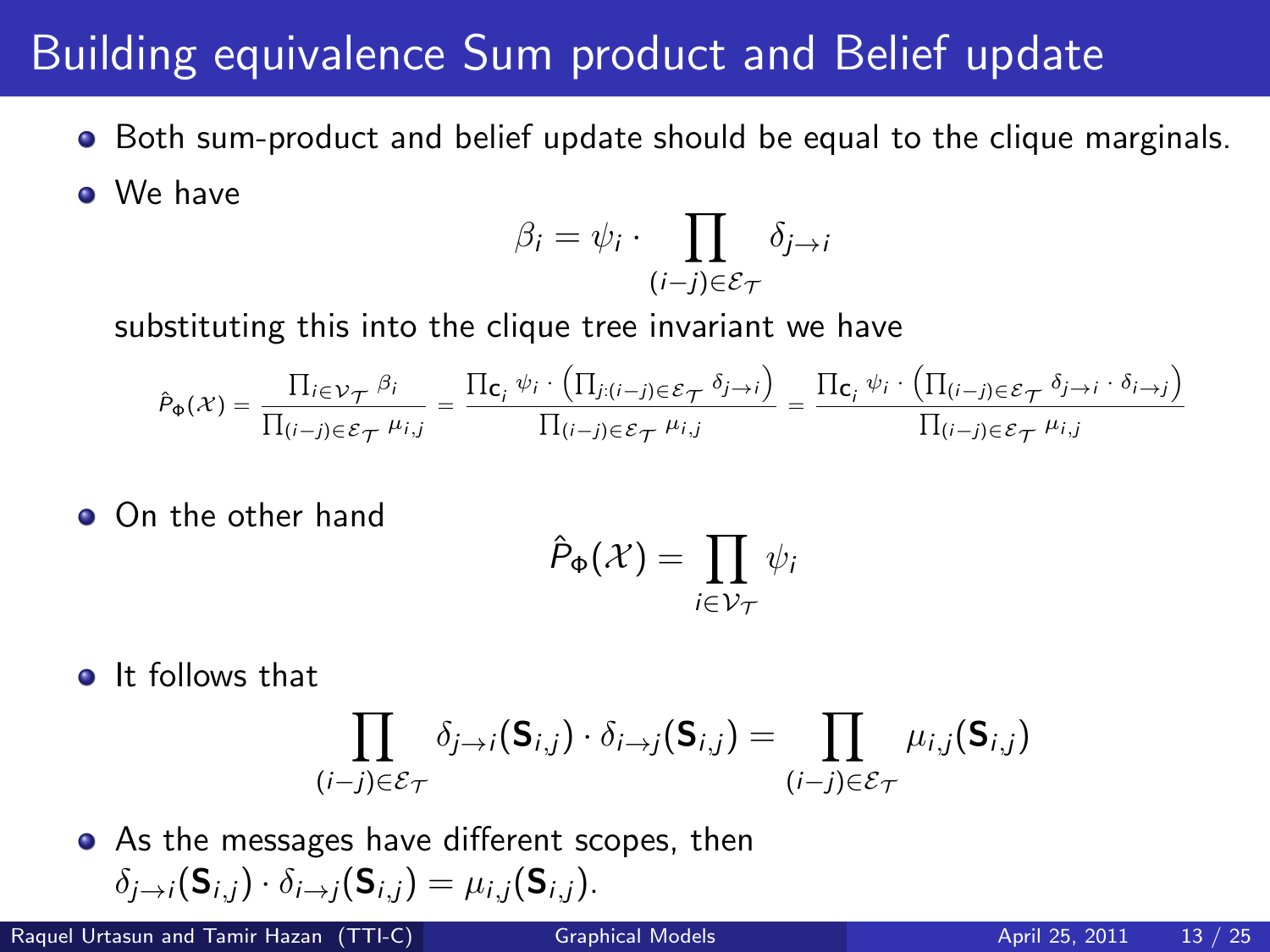# Building equivalence Sum product and Belief update

- Both sum-product and belief update should be equal to the clique marginals.
- We have

$$\beta_i = \psi_i \cdot \prod_{(i-j)\in\mathcal{E}_\mathcal{T}} \delta_{j\to i}$$

substituting this into the clique tree invariant we have

$$\hat{P}_\Phi(\mathcal{X}) = \frac{\prod_{i\in\mathcal{V}_\mathcal{T}} \beta_i}{\prod_{(i-j)\in\mathcal{E}_\mathcal{T}} \mu_{i,j}} = \frac{\prod_{\mathbf{C}_i} \psi_i \cdot \left(\prod_{j:(i-j)\in\mathcal{E}_\mathcal{T}} \delta_{j\to i}\right)}{\prod_{(i-j)\in\mathcal{E}_\mathcal{T}} \mu_{i,j}} = \frac{\prod_{\mathbf{C}_i} \psi_i \cdot \left(\prod_{(i-j)\in\mathcal{E}_\mathcal{T}} \delta_{j\to i} \cdot \delta_{i\to j}\right)}{\prod_{(i-j)\in\mathcal{E}_\mathcal{T}} \mu_{i,j}}$$

- On the other hand

$$\hat{P}_\Phi(\mathcal{X}) = \prod_{i\in\mathcal{V}_\mathcal{T}} \psi_i$$

- It follows that

$$\prod_{(i-j)\in\mathcal{E}_\mathcal{T}} \delta_{j\to i}(\mathbf{S}_{i,j}) \cdot \delta_{i\to j}(\mathbf{S}_{i,j}) = \prod_{(i-j)\in\mathcal{E}_\mathcal{T}} \mu_{i,j}(\mathbf{S}_{i,j})$$

- As the messages have different scopes, then $\delta_{j\to i}(\mathbf{S}_{i,j}) \cdot \delta_{i\to j}(\mathbf{S}_{i,j}) = \mu_{i,j}(\mathbf{S}_{i,j})$.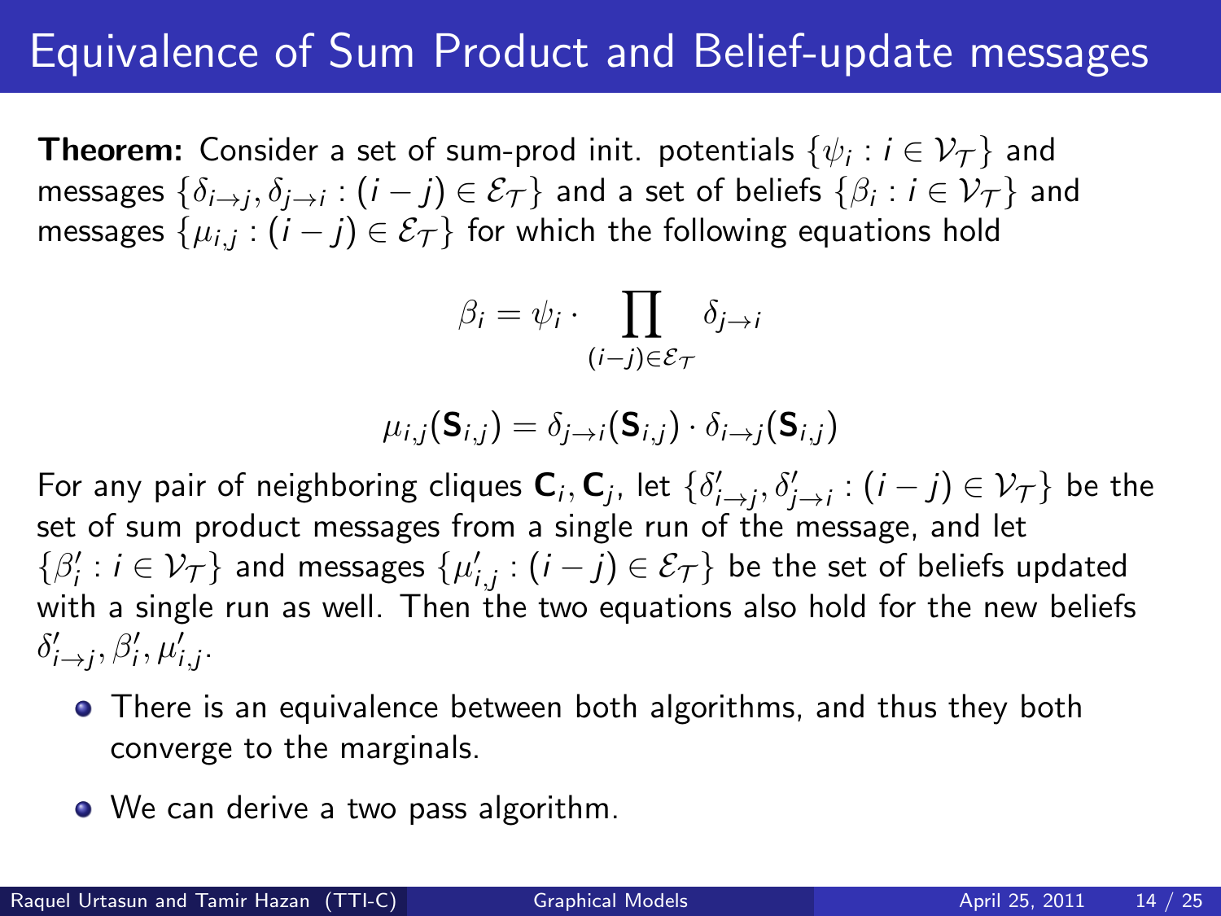# Equivalence of Sum Product and Belief-update messages

**Theorem:** Consider a set of sum-prod init. potentials $\{\psi_i : i \in \mathcal{V}_\mathcal{T}\}$ and messages $\{\delta_{i\to j}, \delta_{j\to i} : (i-j) \in \mathcal{E}_\mathcal{T}\}$ and a set of beliefs $\{\beta_i : i \in \mathcal{V}_\mathcal{T}\}$ and messages $\{\mu_{i,j} : (i-j) \in \mathcal{E}_\mathcal{T}\}$ for which the following equations hold

$$\beta_i = \psi_i \cdot \prod_{(i-j)\in\mathcal{E}_\mathcal{T}} \delta_{j\to i}$$

$$\mu_{i,j}(\mathbf{S}_{i,j}) = \delta_{j\to i}(\mathbf{S}_{i,j}) \cdot \delta_{i\to j}(\mathbf{S}_{i,j})$$

For any pair of neighboring cliques $\mathbf{C}_i, \mathbf{C}_j$, let $\{\delta'_{i\to j}, \delta'_{j\to i} : (i-j) \in \mathcal{V}_\mathcal{T}\}$ be the set of sum product messages from a single run of the message, and let $\{\beta'_i : i \in \mathcal{V}_\mathcal{T}\}$ and messages $\{\mu'_{i,j} : (i-j) \in \mathcal{E}_\mathcal{T}\}$ be the set of beliefs updated with a single run as well. Then the two equations also hold for the new beliefs $\delta'_{i\to j}, \beta'_i, \mu'_{i,j}$.

- There is an equivalence between both algorithms, and thus they both converge to the marginals.
- We can derive a two pass algorithm.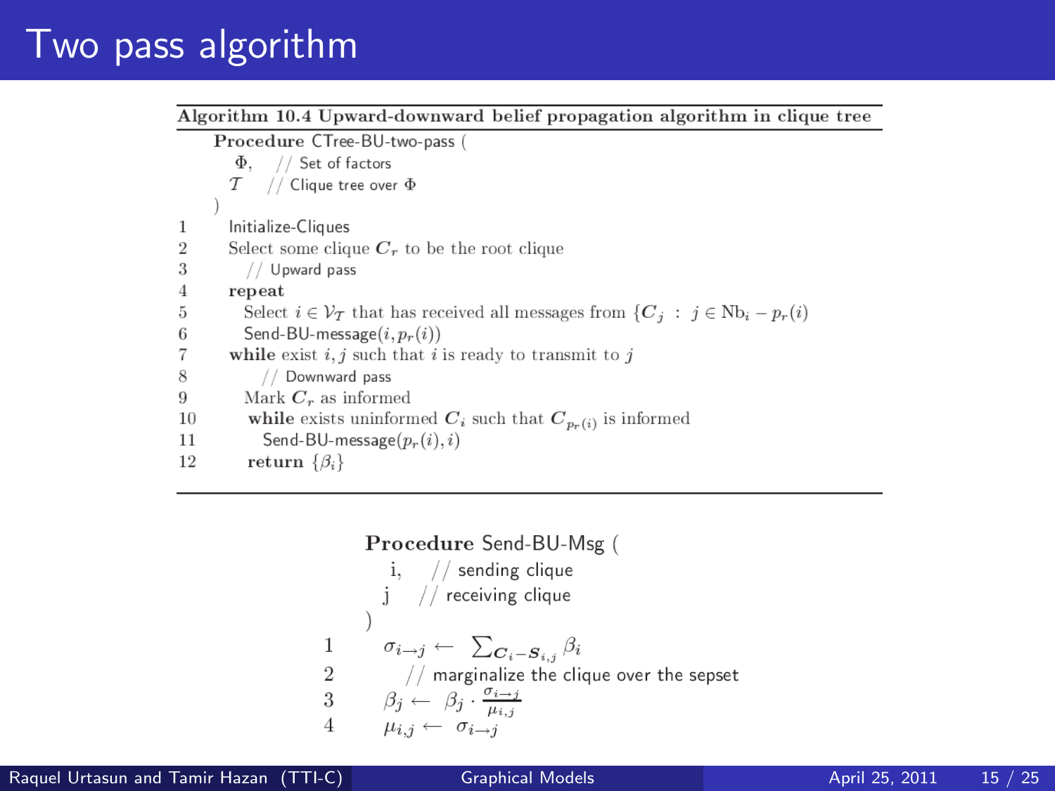# Two pass algorithm

**Algorithm 10.4 Upward-downward belief propagation algorithm in clique tree**

```
    Procedure CTree-BU-two-pass (
       Φ,    // Set of factors
       T     // Clique tree over Φ
    )
1      Initialize-Cliques
2      Select some clique C_r to be the root clique
3        // Upward pass
4      repeat
5        Select i ∈ V_T that has received all messages from {C_j : j ∈ Nb_i − p_r(i)
6        Send-BU-message(i, p_r(i))
7      while exist i, j such that i is ready to transmit to j
8          // Downward pass
9        Mark C_r as informed
10       while exists uninformed C_i such that C_{p_r(i)} is informed
11         Send-BU-message(p_r(i), i)
12       return {β_i}
```

```
    Procedure Send-BU-Msg (
       i,   // sending clique
       j    // receiving clique
    )
1      σ_{i→j} ← Σ_{C_i − S_{i,j}} β_i
2        // marginalize the clique over the sepset
3      β_j ← β_j · σ_{i→j} / μ_{i,j}
4      μ_{i,j} ← σ_{i→j}
```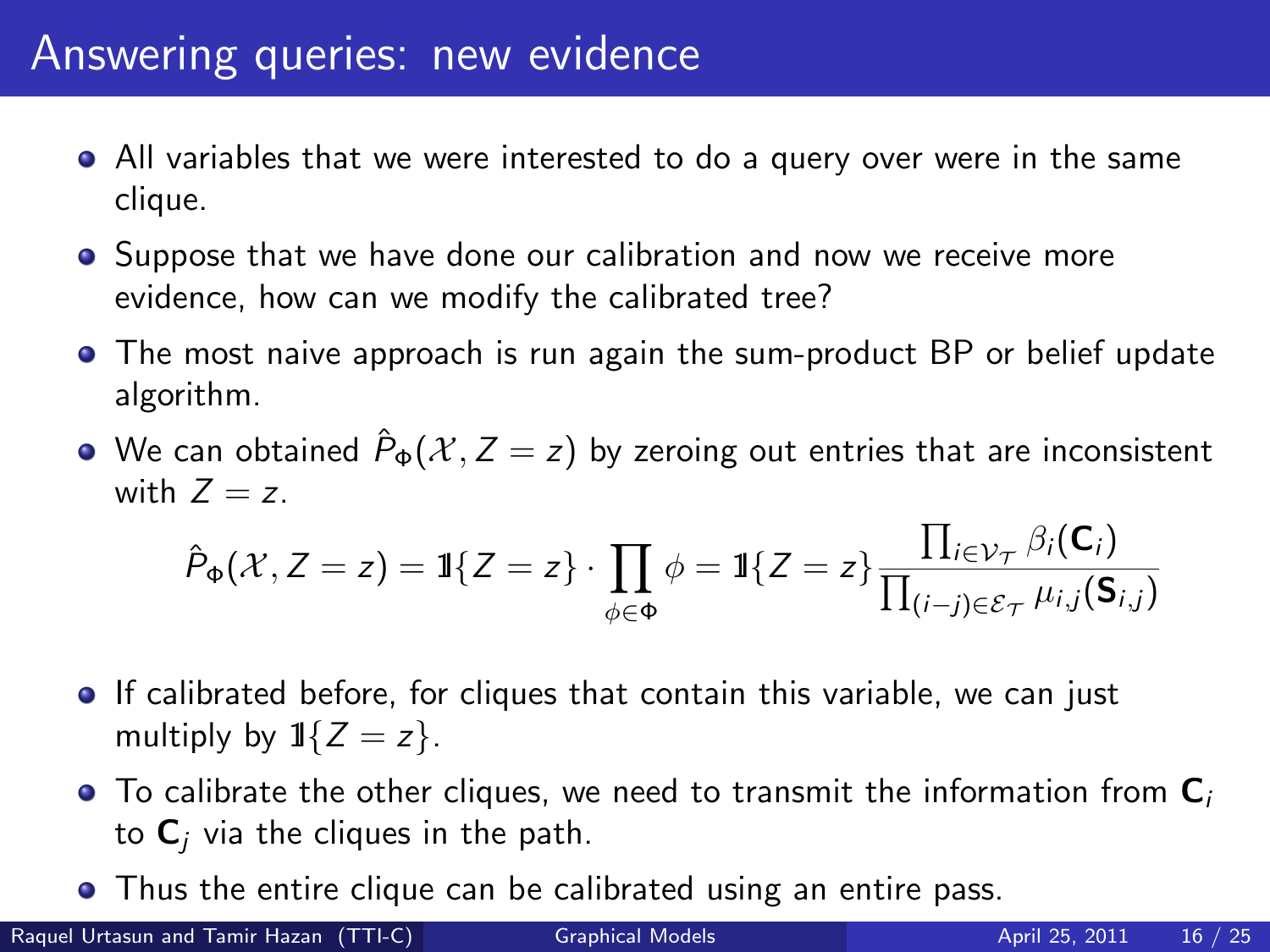# Answering queries: new evidence

- All variables that we were interested to do a query over were in the same clique.
- Suppose that we have done our calibration and now we receive more evidence, how can we modify the calibrated tree?
- The most naive approach is run again the sum-product BP or belief update algorithm.
- We can obtained $\hat{P}_\Phi(\mathcal{X}, Z = z)$ by zeroing out entries that are inconsistent with $Z = z$.

$$\hat{P}_\Phi(\mathcal{X}, Z = z) = \mathbb{1}\{Z = z\} \cdot \prod_{\phi \in \Phi} \phi = \mathbb{1}\{Z = z\} \frac{\prod_{i \in \mathcal{V}_\mathcal{T}} \beta_i(\mathbf{C}_i)}{\prod_{(i-j) \in \mathcal{E}_\mathcal{T}} \mu_{i,j}(\mathbf{S}_{i,j})}$$

- If calibrated before, for cliques that contain this variable, we can just multiply by $\mathbb{1}\{Z = z\}$.
- To calibrate the other cliques, we need to transmit the information from $\mathbf{C}_i$ to $\mathbf{C}_j$ via the cliques in the path.
- Thus the entire clique can be calibrated using an entire pass.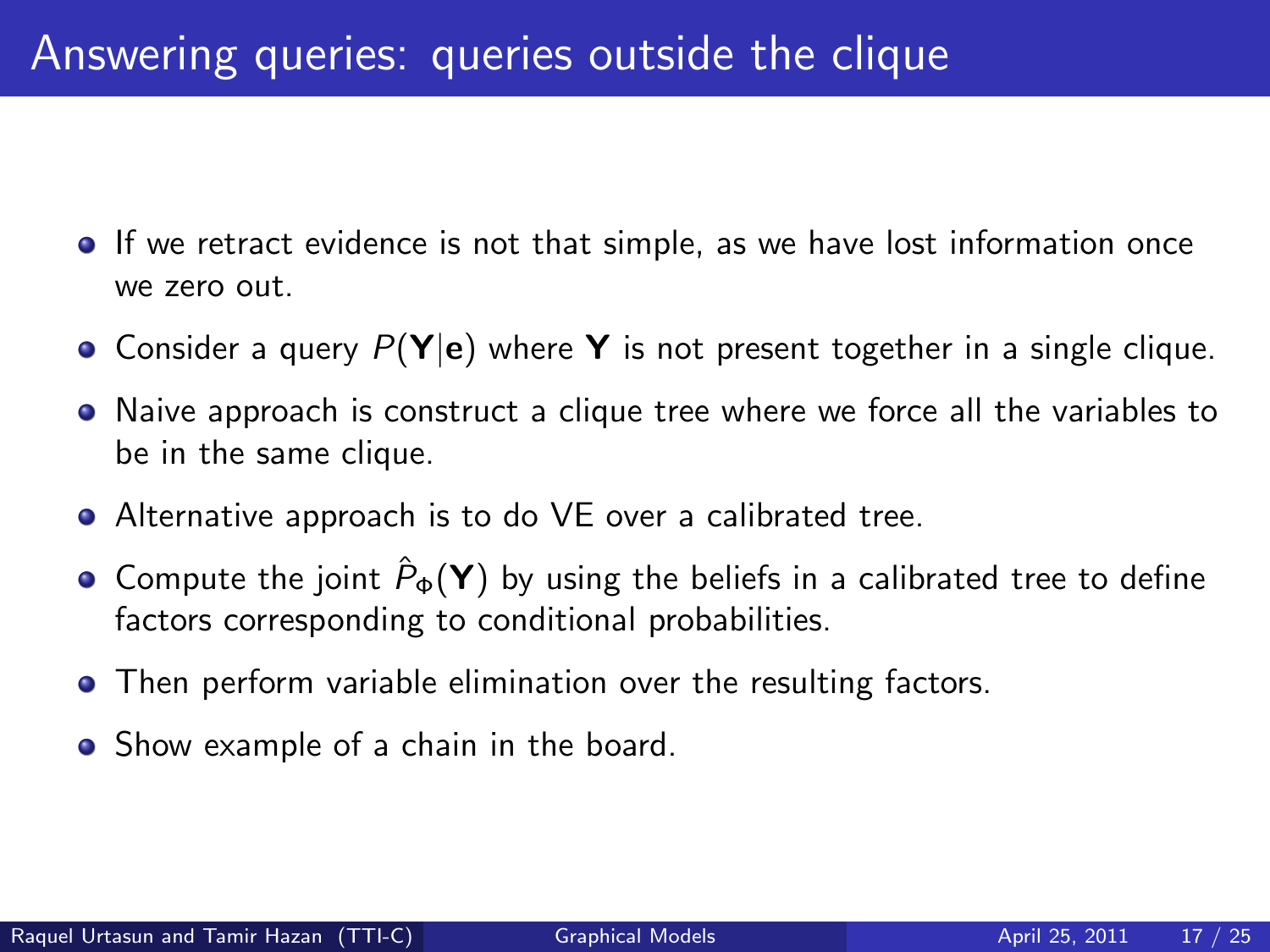# Answering queries: queries outside the clique

- If we retract evidence is not that simple, as we have lost information once we zero out.
- Consider a query $P(\mathbf{Y}|\mathbf{e})$ where $\mathbf{Y}$ is not present together in a single clique.
- Naive approach is construct a clique tree where we force all the variables to be in the same clique.
- Alternative approach is to do VE over a calibrated tree.
- Compute the joint $\hat{P}_{\Phi}(\mathbf{Y})$ by using the beliefs in a calibrated tree to define factors corresponding to conditional probabilities.
- Then perform variable elimination over the resulting factors.
- Show example of a chain in the board.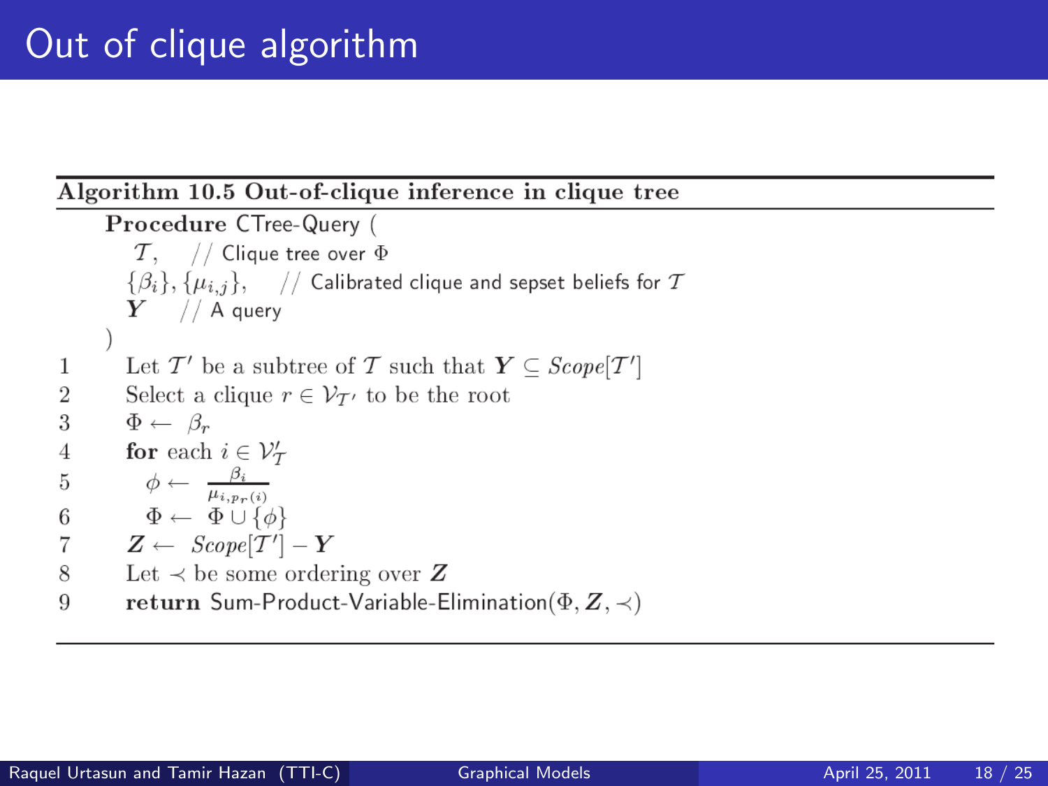# Out of clique algorithm

**Algorithm 10.5 Out-of-clique inference in clique tree**

**Procedure** CTree-Query (
 $\mathcal{T}$, // Clique tree over $\Phi$
 $\{\beta_i\}, \{\mu_{i,j}\}$, // Calibrated clique and sepset beliefs for $\mathcal{T}$
 $\boldsymbol{Y}$ // A query
)

1. Let $\mathcal{T}'$ be a subtree of $\mathcal{T}$ such that $\boldsymbol{Y} \subseteq Scope[\mathcal{T}']$
2. Select a clique $r \in \mathcal{V}_{\mathcal{T}'}$ to be the root
3. $\Phi \leftarrow \beta_r$
4. **for** each $i \in \mathcal{V}'_{\mathcal{T}}$
5. $\quad \phi \leftarrow \frac{\beta_i}{\mu_{i,p_r(i)}}$
6. $\quad \Phi \leftarrow \Phi \cup \{\phi\}$
7. $\boldsymbol{Z} \leftarrow Scope[\mathcal{T}'] - \boldsymbol{Y}$
8. Let $\prec$ be some ordering over $\boldsymbol{Z}$
9. **return** Sum-Product-Variable-Elimination($\Phi, \boldsymbol{Z}, \prec$)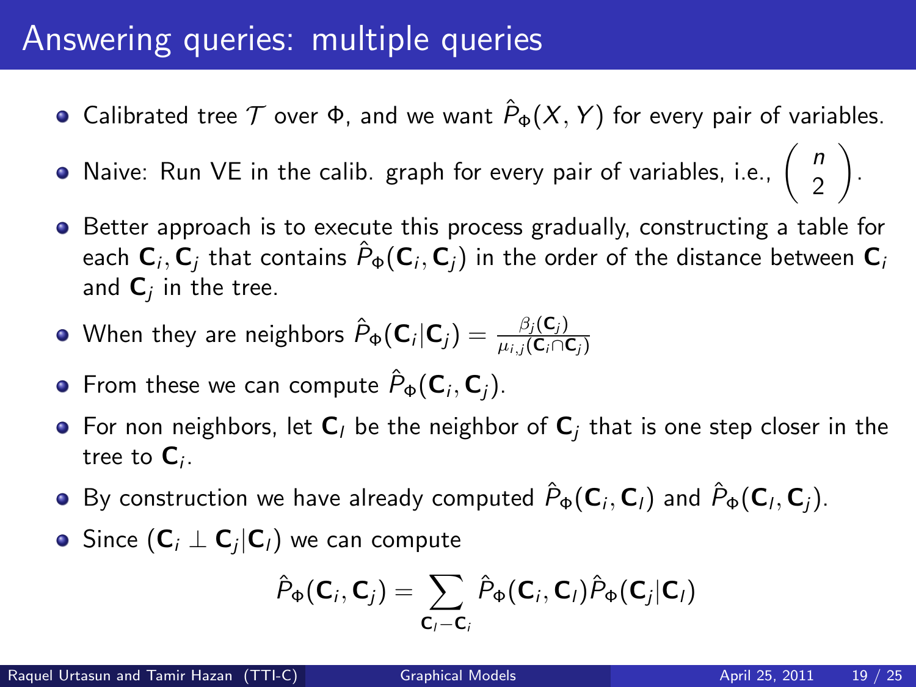# Answering queries: multiple queries

- Calibrated tree $\mathcal{T}$ over $\Phi$, and we want $\hat{P}_\Phi(X, Y)$ for every pair of variables.
- Naive: Run VE in the calib. graph for every pair of variables, i.e., $\binom{n}{2}$.
- Better approach is to execute this process gradually, constructing a table for each $\mathbf{C}_i, \mathbf{C}_j$ that contains $\hat{P}_\Phi(\mathbf{C}_i, \mathbf{C}_j)$ in the order of the distance between $\mathbf{C}_i$ and $\mathbf{C}_j$ in the tree.
- When they are neighbors $\hat{P}_\Phi(\mathbf{C}_i | \mathbf{C}_j) = \frac{\beta_j(\mathbf{C}_j)}{\mu_{i,j}(\mathbf{C}_i \cap \mathbf{C}_j)}$
- From these we can compute $\hat{P}_\Phi(\mathbf{C}_i, \mathbf{C}_j)$.
- For non neighbors, let $\mathbf{C}_l$ be the neighbor of $\mathbf{C}_j$ that is one step closer in the tree to $\mathbf{C}_i$.
- By construction we have already computed $\hat{P}_\Phi(\mathbf{C}_i, \mathbf{C}_l)$ and $\hat{P}_\Phi(\mathbf{C}_l, \mathbf{C}_j)$.
- Since $(\mathbf{C}_i \perp \mathbf{C}_j | \mathbf{C}_l)$ we can compute

$$\hat{P}_\Phi(\mathbf{C}_i, \mathbf{C}_j) = \sum_{\mathbf{C}_l - \mathbf{C}_i} \hat{P}_\Phi(\mathbf{C}_i, \mathbf{C}_l) \hat{P}_\Phi(\mathbf{C}_j | \mathbf{C}_l)$$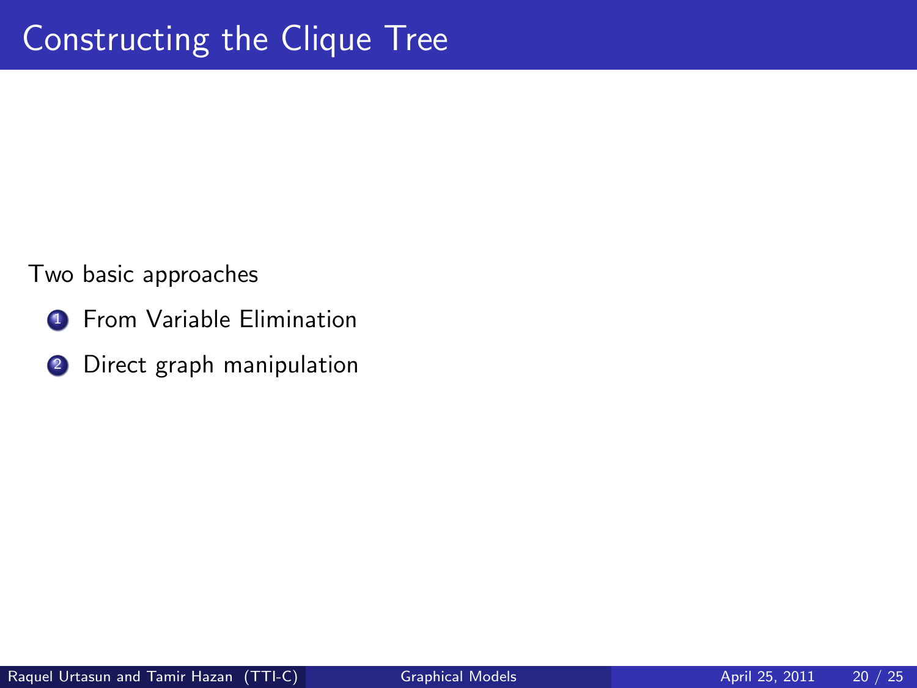# Constructing the Clique Tree

Two basic approaches

1. From Variable Elimination
2. Direct graph manipulation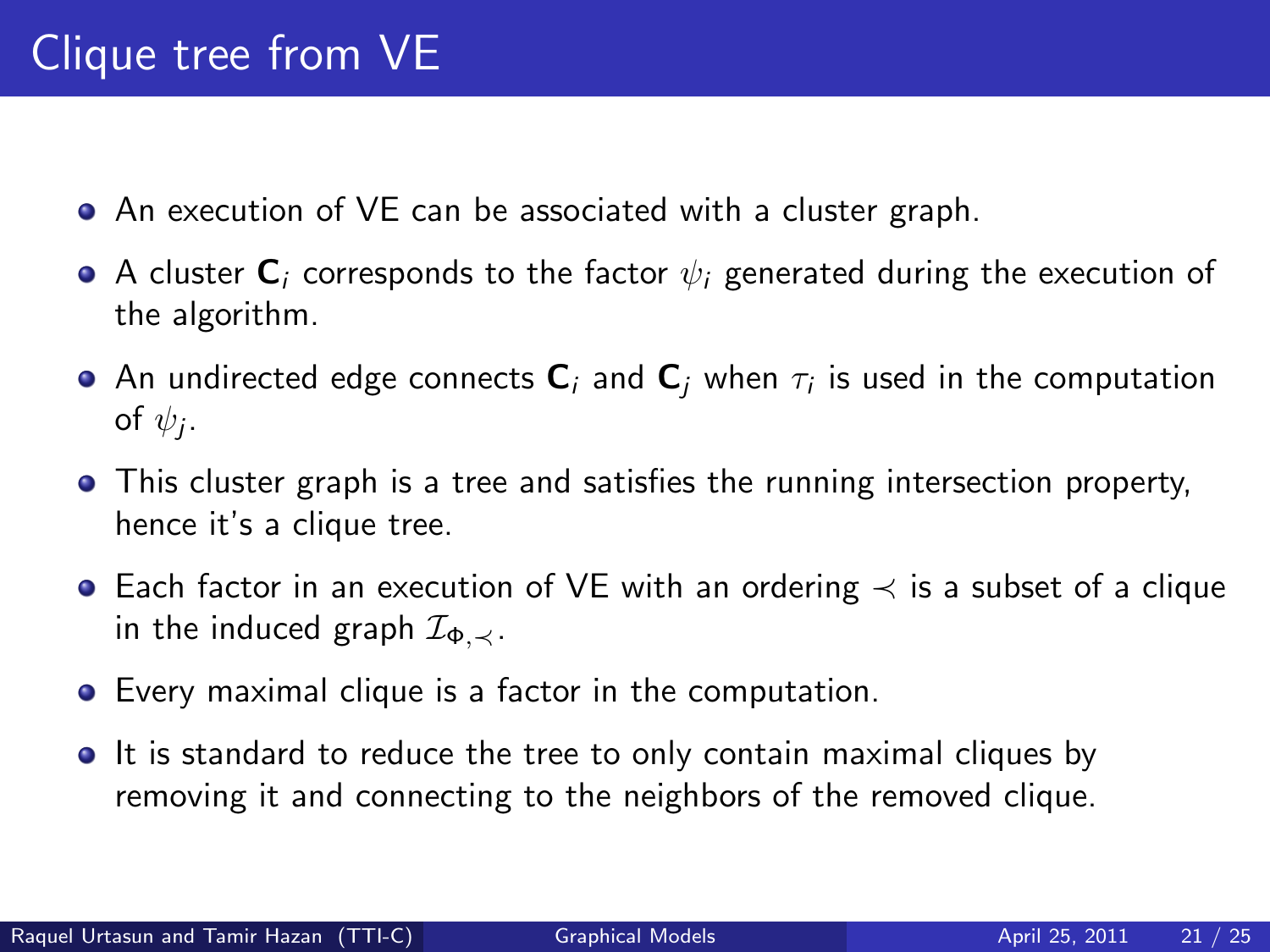# Clique tree from VE

- An execution of VE can be associated with a cluster graph.
- A cluster $\mathbf{C}_i$ corresponds to the factor $\psi_i$ generated during the execution of the algorithm.
- An undirected edge connects $\mathbf{C}_i$ and $\mathbf{C}_j$ when $\tau_i$ is used in the computation of $\psi_j$.
- This cluster graph is a tree and satisfies the running intersection property, hence it's a clique tree.
- Each factor in an execution of VE with an ordering $\prec$ is a subset of a clique in the induced graph $\mathcal{I}_{\Phi,\prec}$.
- Every maximal clique is a factor in the computation.
- It is standard to reduce the tree to only contain maximal cliques by removing it and connecting to the neighbors of the removed clique.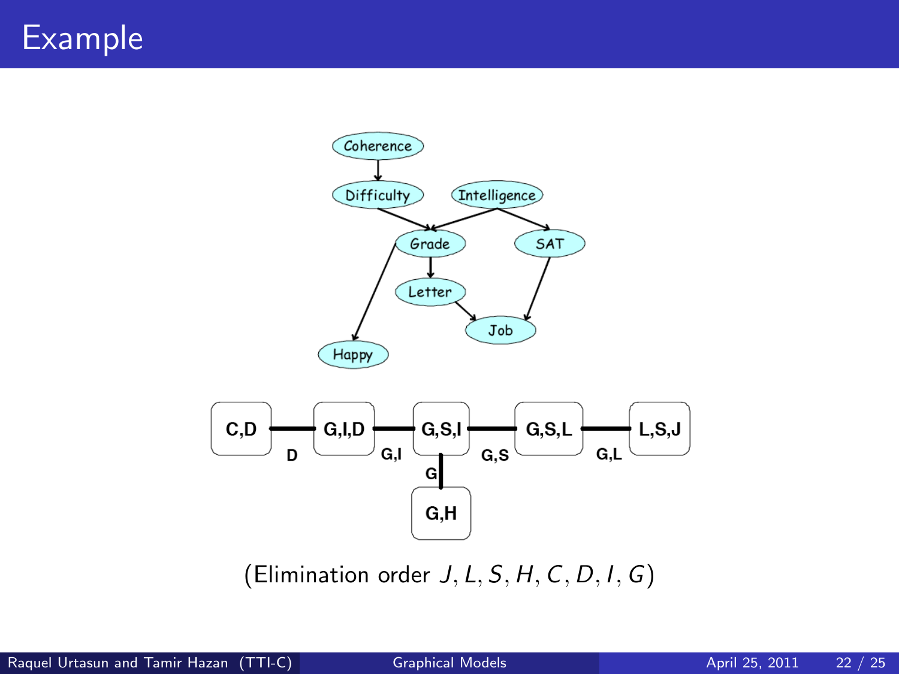# Example

(Elimination order $J, L, S, H, C, D, I, G$)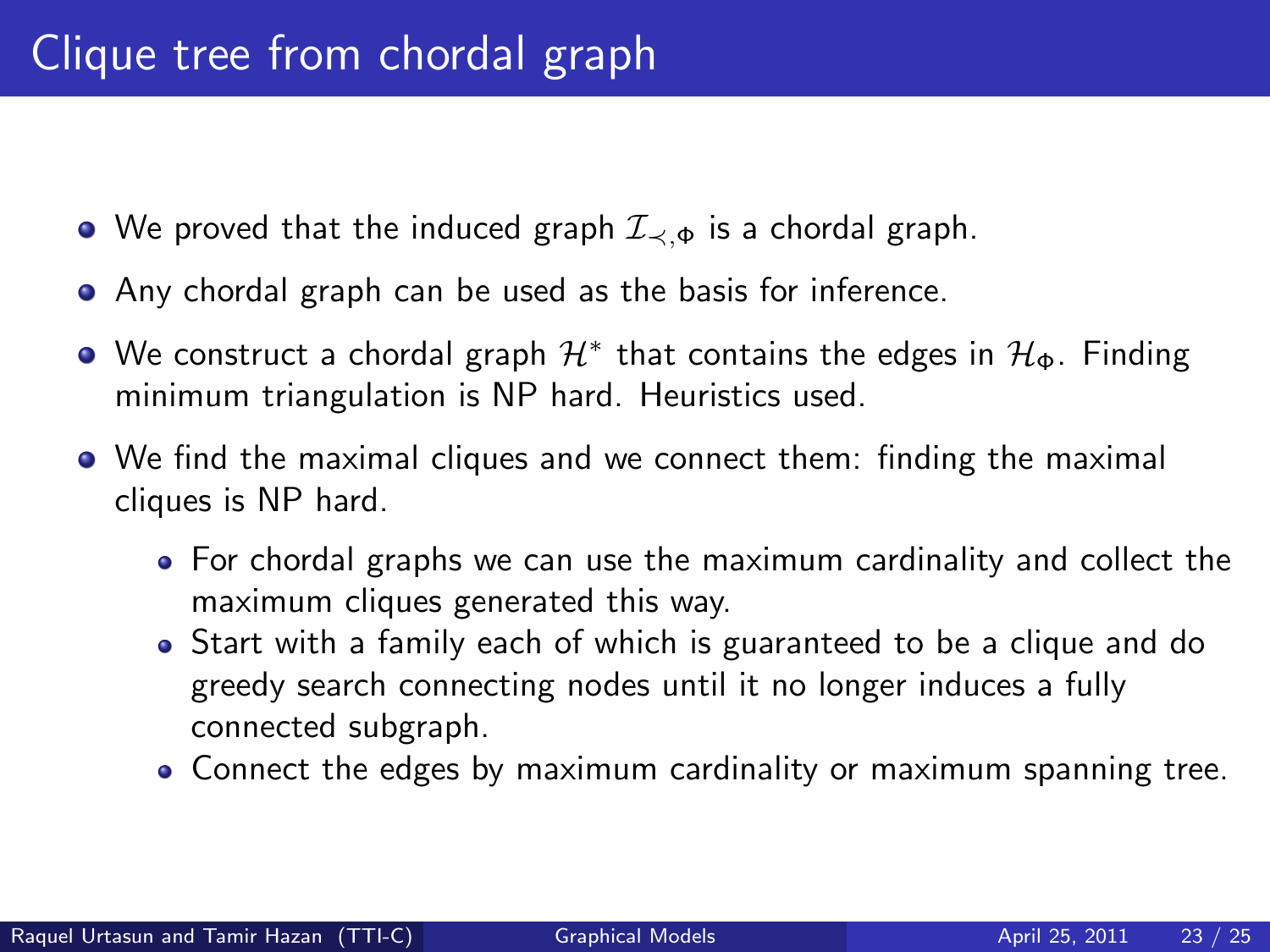# Clique tree from chordal graph

- We proved that the induced graph $\mathcal{I}_{\prec,\Phi}$ is a chordal graph.
- Any chordal graph can be used as the basis for inference.
- We construct a chordal graph $\mathcal{H}^*$ that contains the edges in $\mathcal{H}_\Phi$. Finding minimum triangulation is NP hard. Heuristics used.
- We find the maximal cliques and we connect them: finding the maximal cliques is NP hard.
  - For chordal graphs we can use the maximum cardinality and collect the maximum cliques generated this way.
  - Start with a family each of which is guaranteed to be a clique and do greedy search connecting nodes until it no longer induces a fully connected subgraph.
  - Connect the edges by maximum cardinality or maximum spanning tree.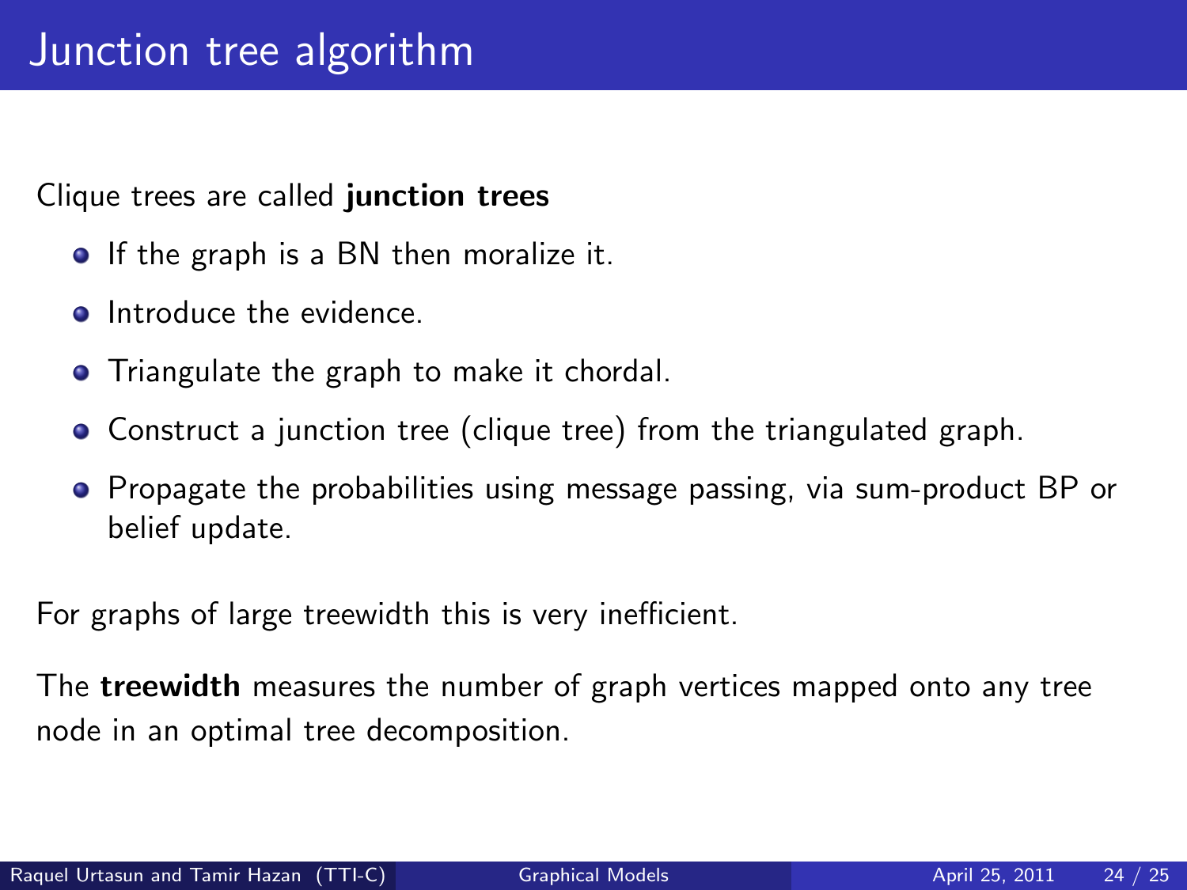# Junction tree algorithm

Clique trees are called **junction trees**

- If the graph is a BN then moralize it.
- Introduce the evidence.
- Triangulate the graph to make it chordal.
- Construct a junction tree (clique tree) from the triangulated graph.
- Propagate the probabilities using message passing, via sum-product BP or belief update.

For graphs of large treewidth this is very inefficient.

The **treewidth** measures the number of graph vertices mapped onto any tree node in an optimal tree decomposition.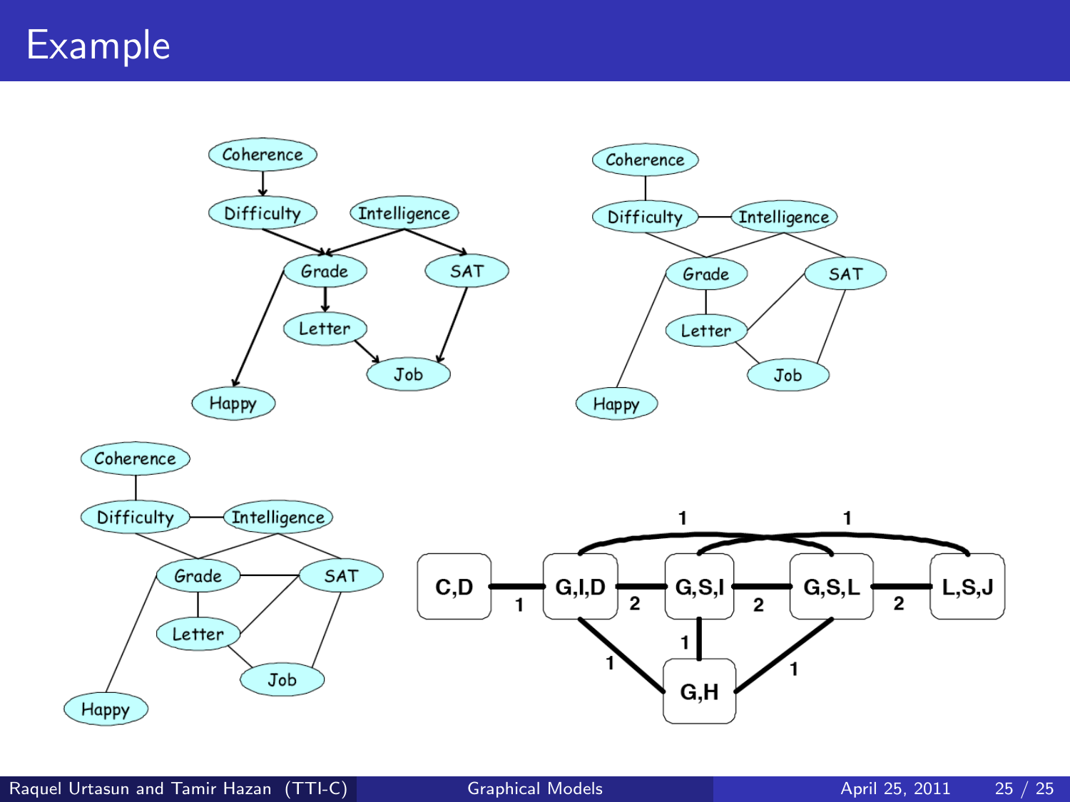# Example

Coherence
Difficulty
Intelligence
Grade
SAT
Letter
Job
Happy

Coherence
Difficulty
Intelligence
Grade
SAT
Letter
Job
Happy

Coherence
Difficulty
Intelligence
Grade
SAT
Letter
Job
Happy

C,D
G,I,D
G,S,I
G,S,L
L,S,J
G,H
1
2
2
2
1
1
1
1
1